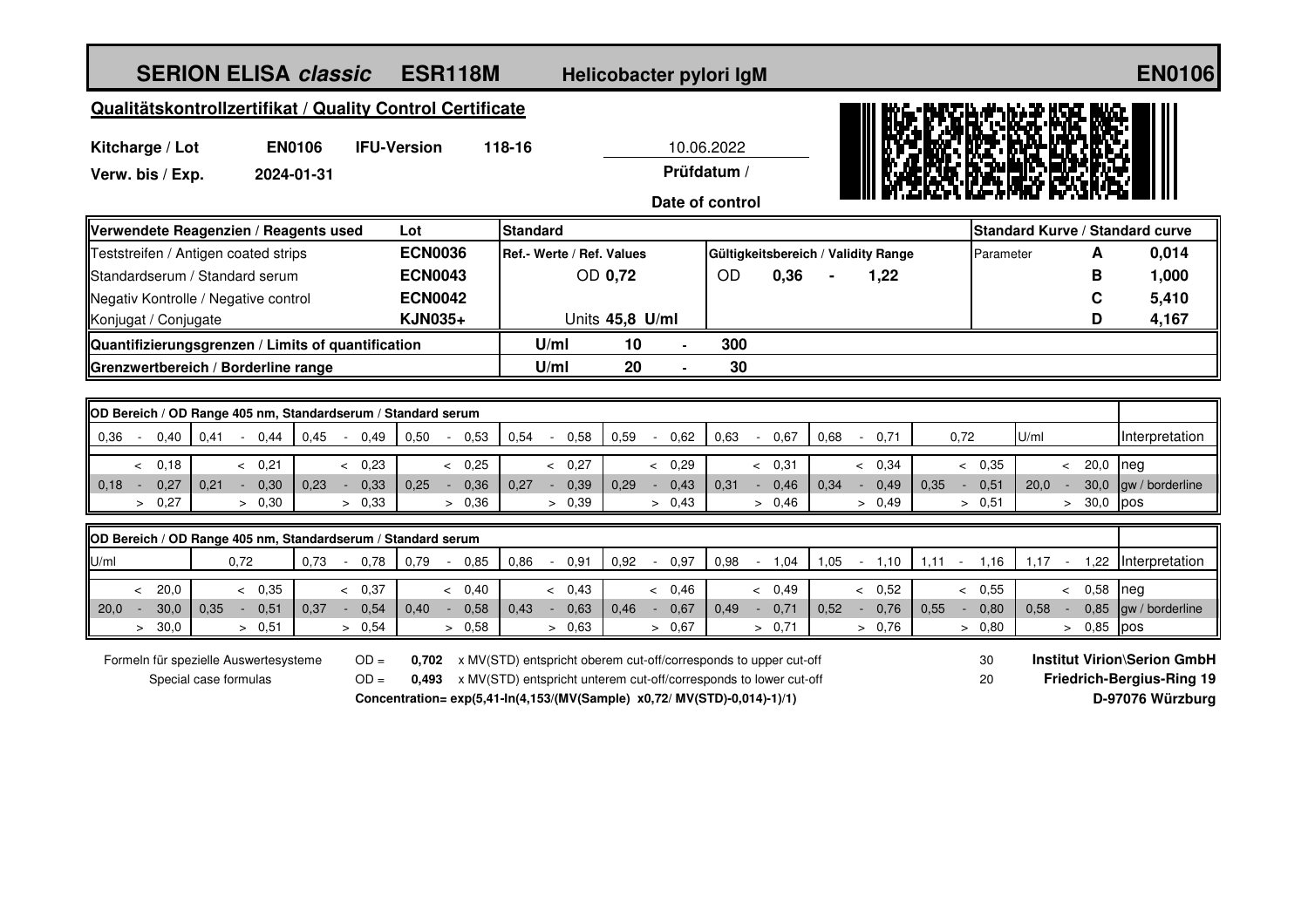# SERION ELISA *classic* ESR118M Helicobacter pylori IgM EN0106

## Qualitätskontrollzertifikat / Quality Control Certificate

**Kitcharge / Lot** **EN0106** **IFU-Version** **118-16** 10.06.2022

**Verw. bis / Exp.** **2024-01-31** **Prüfdatum / Date of control**

| Verwendete Reagenzien / Reagents used | Lot | Standard | | | | Standard Kurve / Standard curve | | |
|---|---|---|---|---|---|---|---|---|
| Teststreifen / Antigen coated strips | **ECN0036** | Ref.- Werte / Ref. Values | | Gültigkeitsbereich / Validity Range | | Parameter | **A** | **0,014** |
| Standardserum / Standard serum | **ECN0043** | OD **0,72** | | OD **0,36** - **1,22** | | | **B** | **1,000** |
| Negativ Kontrolle / Negative control | **ECN0042** | | | | | | **C** | **5,410** |
| Konjugat / Conjugate | **KJN035+** | Units **45,8 U/ml** | | | | | **D** | **4,167** |
| **Quantifizierungsgrenzen / Limits of quantification** | | **U/ml** | **10 - 300** | | | | | |
| **Grenzwertbereich / Borderline range** | | **U/ml** | **20 - 30** | | | | | |

**OD Bereich / OD Range 405 nm, Standardserum / Standard serum**

| 0,36 - 0,40 | 0,41 - 0,44 | 0,45 - 0,49 | 0,50 - 0,53 | 0,54 - 0,58 | 0,59 - 0,62 | 0,63 - 0,67 | 0,68 - 0,71 | 0,72 | U/ml | Interpretation |
|---|---|---|---|---|---|---|---|---|---|---|
| < 0,18 | < 0,21 | < 0,23 | < 0,25 | < 0,27 | < 0,29 | < 0,31 | < 0,34 | < 0,35 | < 20,0 | neg |
| 0,18 - 0,27 | 0,21 - 0,30 | 0,23 - 0,33 | 0,25 - 0,36 | 0,27 - 0,39 | 0,29 - 0,43 | 0,31 - 0,46 | 0,34 - 0,49 | 0,35 - 0,51 | 20,0 - 30,0 | gw / borderline |
| > 0,27 | > 0,30 | > 0,33 | > 0,36 | > 0,39 | > 0,43 | > 0,46 | > 0,49 | > 0,51 | > 30,0 | pos |

**OD Bereich / OD Range 405 nm, Standardserum / Standard serum**

| U/ml | 0,72 | 0,73 - 0,78 | 0,79 - 0,85 | 0,86 - 0,91 | 0,92 - 0,97 | 0,98 - 1,04 | 1,05 - 1,10 | 1,11 - 1,16 | 1,17 - 1,22 | Interpretation |
|---|---|---|---|---|---|---|---|---|---|---|
| < 20,0 | < 0,35 | < 0,37 | < 0,40 | < 0,43 | < 0,46 | < 0,49 | < 0,52 | < 0,55 | < 0,58 | neg |
| 20,0 - 30,0 | 0,35 - 0,51 | 0,37 - 0,54 | 0,40 - 0,58 | 0,43 - 0,63 | 0,46 - 0,67 | 0,49 - 0,71 | 0,52 - 0,76 | 0,55 - 0,80 | 0,58 - 0,85 | gw / borderline |
| > 30,0 | > 0,51 | > 0,54 | > 0,58 | > 0,63 | > 0,67 | > 0,71 | > 0,76 | > 0,80 | > 0,85 | pos |

Formeln für spezielle Auswertesysteme / Special case formulas

OD = **0,702** x MV(STD) entspricht oberem cut-off/corresponds to upper cut-off — 30

OD = **0,493** x MV(STD) entspricht unterem cut-off/corresponds to lower cut-off — 20

**Concentration= exp(5,41-ln(4,153/(MV(Sample) x0,72/ MV(STD)-0,014)-1)/1)**

**Institut Virion\Serion GmbH**
**Friedrich-Bergius-Ring 19**
**D-97076 Würzburg**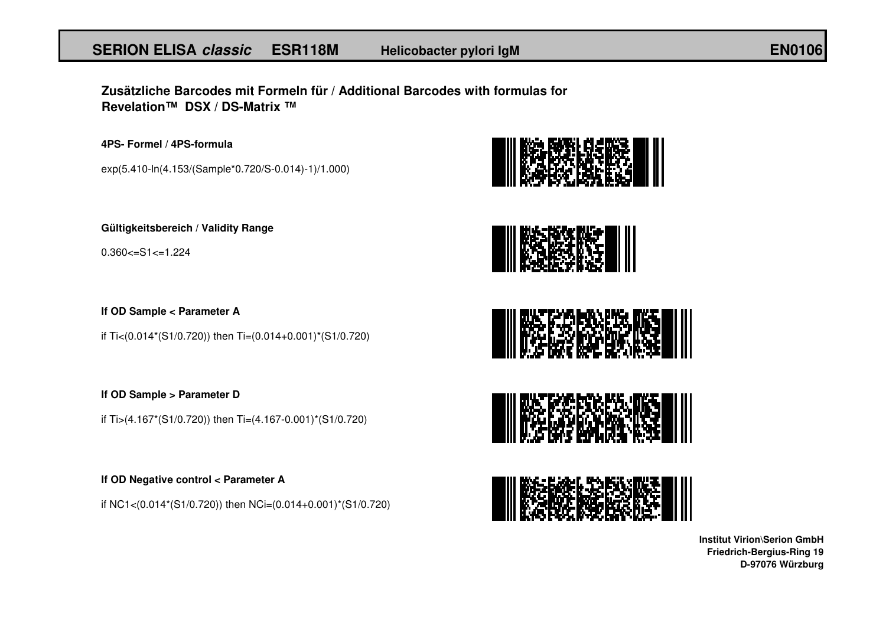# SERION ELISA *classic* ESR118M Helicobacter pylori IgM EN0106

## Zusätzliche Barcodes mit Formeln für / Additional Barcodes with formulas for Revelation™ DSX / DS-Matrix ™

**4PS- Formel / 4PS-formula**

exp(5.410-ln(4.153/(Sample*0.720/S-0.014)-1)/1.000)

**Gültigkeitsbereich / Validity Range**

0.360<=S1<=1.224

**If OD Sample < Parameter A**

if Ti<(0.014*(S1/0.720)) then Ti=(0.014+0.001)*(S1/0.720)

**If OD Sample > Parameter D**

if Ti>(4.167*(S1/0.720)) then Ti=(4.167-0.001)*(S1/0.720)

**If OD Negative control < Parameter A**

if NC1<(0.014*(S1/0.720)) then NCi=(0.014+0.001)*(S1/0.720)

**Institut Virion\Serion GmbH**
**Friedrich-Bergius-Ring 19**
**D-97076 Würzburg**